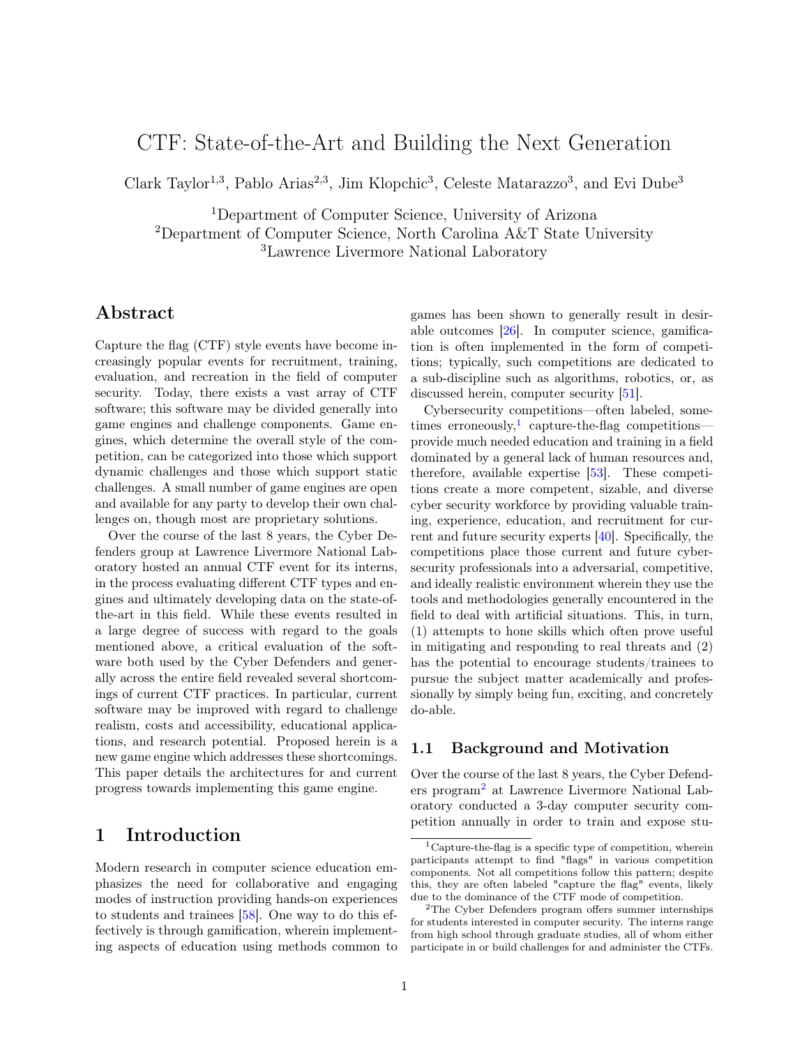# CTF: State-of-the-Art and Building the Next Generation

Clark Taylor[1,3], Pablo Arias[2,3], Jim Klopchic[3], Celeste Matarazzo[3], and Evi Dube[3]

[1]Department of Computer Science, University of Arizona
[2]Department of Computer Science, North Carolina A&T State University
[3]Lawrence Livermore National Laboratory

## Abstract

Capture the flag (CTF) style events have become increasingly popular events for recruitment, training, evaluation, and recreation in the field of computer security. Today, there exists a vast array of CTF software; this software may be divided generally into game engines and challenge components. Game engines, which determine the overall style of the competition, can be categorized into those which support dynamic challenges and those which support static challenges. A small number of game engines are open and available for any party to develop their own challenges on, though most are proprietary solutions.

Over the course of the last 8 years, the Cyber Defenders group at Lawrence Livermore National Laboratory hosted an annual CTF event for its interns, in the process evaluating different CTF types and engines and ultimately developing data on the state-of-the-art in this field. While these events resulted in a large degree of success with regard to the goals mentioned above, a critical evaluation of the software both used by the Cyber Defenders and generally across the entire field revealed several shortcomings of current CTF practices. In particular, current software may be improved with regard to challenge realism, costs and accessibility, educational applications, and research potential. Proposed herein is a new game engine which addresses these shortcomings. This paper details the architectures for and current progress towards implementing this game engine.

## 1 Introduction

Modern research in computer science education emphasizes the need for collaborative and engaging modes of instruction providing hands-on experiences to students and trainees [58]. One way to do this effectively is through gamification, wherein implementing aspects of education using methods common to games has been shown to generally result in desirable outcomes [26]. In computer science, gamification is often implemented in the form of competitions; typically, such competitions are dedicated to a sub-discipline such as algorithms, robotics, or, as discussed herein, computer security [51].

Cybersecurity competitions—often labeled, sometimes erroneously,[1] capture-the-flag competitions—provide much needed education and training in a field dominated by a general lack of human resources and, therefore, available expertise [53]. These competitions create a more competent, sizable, and diverse cyber security workforce by providing valuable training, experience, education, and recruitment for current and future security experts [40]. Specifically, the competitions place those current and future cybersecurity professionals into a adversarial, competitive, and ideally realistic environment wherein they use the tools and methodologies generally encountered in the field to deal with artificial situations. This, in turn, (1) attempts to hone skills which often prove useful in mitigating and responding to real threats and (2) has the potential to encourage students/trainees to pursue the subject matter academically and professionally by simply being fun, exciting, and concretely do-able.

### 1.1 Background and Motivation

Over the course of the last 8 years, the Cyber Defenders program[2] at Lawrence Livermore National Laboratory conducted a 3-day computer security competition annually in order to train and expose stu-

[1]Capture-the-flag is a specific type of competition, wherein participants attempt to find "flags" in various competition components. Not all competitions follow this pattern; despite this, they are often labeled "capture the flag" events, likely due to the dominance of the CTF mode of competition.

[2]The Cyber Defenders program offers summer internships for students interested in computer security. The interns range from high school through graduate studies, all of whom either participate in or build challenges for and administer the CTFs.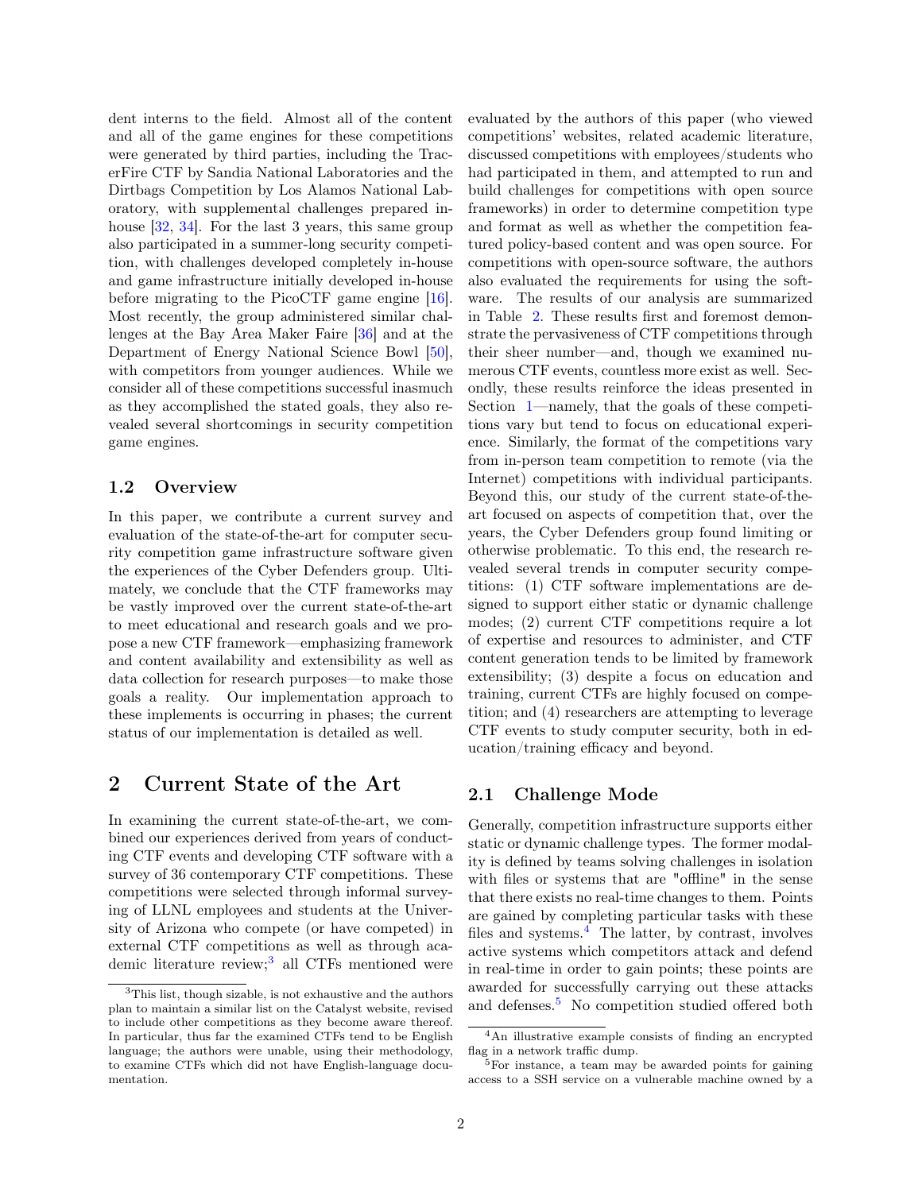dent interns to the field. Almost all of the content and all of the game engines for these competitions were generated by third parties, including the TracerFire CTF by Sandia National Laboratories and the Dirtbags Competition by Los Alamos National Laboratory, with supplemental challenges prepared in-house [32, 34]. For the last 3 years, this same group also participated in a summer-long security competition, with challenges developed completely in-house and game infrastructure initially developed in-house before migrating to the PicoCTF game engine [16]. Most recently, the group administered similar challenges at the Bay Area Maker Faire [36] and at the Department of Energy National Science Bowl [50], with competitors from younger audiences. While we consider all of these competitions successful inasmuch as they accomplished the stated goals, they also revealed several shortcomings in security competition game engines.

### 1.2 Overview

In this paper, we contribute a current survey and evaluation of the state-of-the-art for computer security competition game infrastructure software given the experiences of the Cyber Defenders group. Ultimately, we conclude that the CTF frameworks may be vastly improved over the current state-of-the-art to meet educational and research goals and we propose a new CTF framework—emphasizing framework and content availability and extensibility as well as data collection for research purposes—to make those goals a reality. Our implementation approach to these implements is occurring in phases; the current status of our implementation is detailed as well.

## 2 Current State of the Art

In examining the current state-of-the-art, we combined our experiences derived from years of conducting CTF events and developing CTF software with a survey of 36 contemporary CTF competitions. These competitions were selected through informal surveying of LLNL employees and students at the University of Arizona who compete (or have competed) in external CTF competitions as well as through academic literature review;[3] all CTFs mentioned were evaluated by the authors of this paper (who viewed competitions' websites, related academic literature, discussed competitions with employees/students who had participated in them, and attempted to run and build challenges for competitions with open source frameworks) in order to determine competition type and format as well as whether the competition featured policy-based content and was open source. For competitions with open-source software, the authors also evaluated the requirements for using the software. The results of our analysis are summarized in Table 2. These results first and foremost demonstrate the pervasiveness of CTF competitions through their sheer number—and, though we examined numerous CTF events, countless more exist as well. Secondly, these results reinforce the ideas presented in Section 1—namely, that the goals of these competitions vary but tend to focus on educational experience. Similarly, the format of the competitions vary from in-person team competition to remote (via the Internet) competitions with individual participants. Beyond this, our study of the current state-of-the-art focused on aspects of competition that, over the years, the Cyber Defenders group found limiting or otherwise problematic. To this end, the research revealed several trends in computer security competitions: (1) CTF software implementations are designed to support either static or dynamic challenge modes; (2) current CTF competitions require a lot of expertise and resources to administer, and CTF content generation tends to be limited by framework extensibility; (3) despite a focus on education and training, current CTFs are highly focused on competition; and (4) researchers are attempting to leverage CTF events to study computer security, both in education/training efficacy and beyond.

### 2.1 Challenge Mode

Generally, competition infrastructure supports either static or dynamic challenge types. The former modality is defined by teams solving challenges in isolation with files or systems that are "offline" in the sense that there exists no real-time changes to them. Points are gained by completing particular tasks with these files and systems.[4] The latter, by contrast, involves active systems which competitors attack and defend in real-time in order to gain points; these points are awarded for successfully carrying out these attacks and defenses.[5] No competition studied offered both

[3] This list, though sizable, is not exhaustive and the authors plan to maintain a similar list on the Catalyst website, revised to include other competitions as they become aware thereof. In particular, thus far the examined CTFs tend to be English language; the authors were unable, using their methodology, to examine CTFs which did not have English-language documentation.

[4] An illustrative example consists of finding an encrypted flag in a network traffic dump.

[5] For instance, a team may be awarded points for gaining access to a SSH service on a vulnerable machine owned by a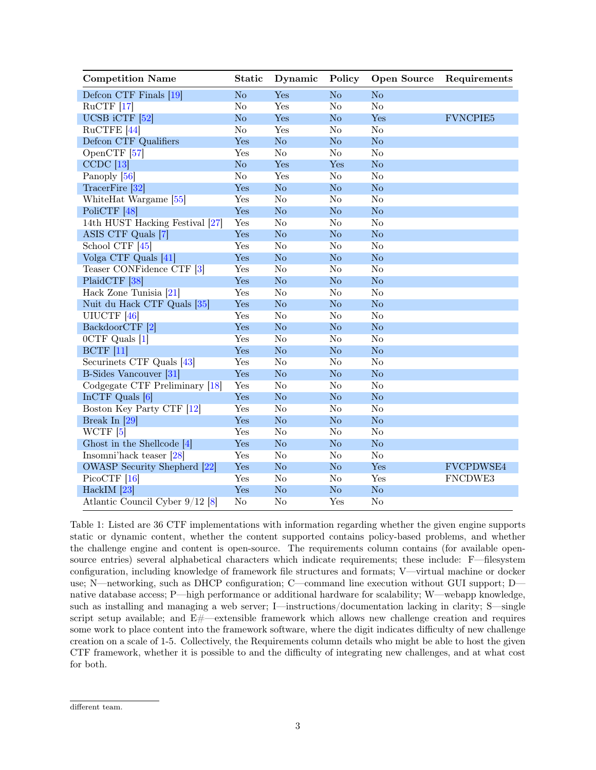| Competition Name | Static | Dynamic | Policy | Open Source | Requirements |
|---|---|---|---|---|---|
| Defcon CTF Finals [19] | No | Yes | No | No | |
| RuCTF [17] | No | Yes | No | No | |
| UCSB iCTF [52] | No | Yes | No | Yes | FVNCPIE5 |
| RuCTFE [44] | No | Yes | No | No | |
| Defcon CTF Qualifiers | Yes | No | No | No | |
| OpenCTF [57] | Yes | No | No | No | |
| CCDC [13] | No | Yes | Yes | No | |
| Panoply [56] | No | Yes | No | No | |
| TracerFire [32] | Yes | No | No | No | |
| WhiteHat Wargame [55] | Yes | No | No | No | |
| PoliCTF [48] | Yes | No | No | No | |
| 14th HUST Hacking Festival [27] | Yes | No | No | No | |
| ASIS CTF Quals [7] | Yes | No | No | No | |
| School CTF [45] | Yes | No | No | No | |
| Volga CTF Quals [41] | Yes | No | No | No | |
| Teaser CONFidence CTF [3] | Yes | No | No | No | |
| PlaidCTF [38] | Yes | No | No | No | |
| Hack Zone Tunisia [21] | Yes | No | No | No | |
| Nuit du Hack CTF Quals [35] | Yes | No | No | No | |
| UIUCTF [46] | Yes | No | No | No | |
| BackdoorCTF [2] | Yes | No | No | No | |
| 0CTF Quals [1] | Yes | No | No | No | |
| BCTF [11] | Yes | No | No | No | |
| Securinets CTF Quals [43] | Yes | No | No | No | |
| B-Sides Vancouver [31] | Yes | No | No | No | |
| Codgegate CTF Preliminary [18] | Yes | No | No | No | |
| InCTF Quals [6] | Yes | No | No | No | |
| Boston Key Party CTF [12] | Yes | No | No | No | |
| Break In [29] | Yes | No | No | No | |
| WCTF [5] | Yes | No | No | No | |
| Ghost in the Shellcode [4] | Yes | No | No | No | |
| Insomni'hack teaser [28] | Yes | No | No | No | |
| OWASP Security Shepherd [22] | Yes | No | No | Yes | FVCPDWSE4 |
| PicoCTF [16] | Yes | No | No | Yes | FNCDWE3 |
| HackIM [23] | Yes | No | No | No | |
| Atlantic Council Cyber 9/12 [8] | No | No | Yes | No | |

Table 1: Listed are 36 CTF implementations with information regarding whether the given engine supports static or dynamic content, whether the content supported contains policy-based problems, and whether the challenge engine and content is open-source. The requirements column contains (for available open-source entries) several alphabetical characters which indicate requirements; these include: F—filesystem configuration, including knowledge of framework file structures and formats; V—virtual machine or docker use; N—networking, such as DHCP configuration; C—command line execution without GUI support; D—native database access; P—high performance or additional hardware for scalability; W—webapp knowledge, such as installing and managing a web server; I—instructions/documentation lacking in clarity; S—single script setup available; and E#—extensible framework which allows new challenge creation and requires some work to place content into the framework software, where the digit indicates difficulty of new challenge creation on a scale of 1-5. Collectively, the Requirements column details who might be able to host the given CTF framework, whether it is possible to and the difficulty of integrating new challenges, and at what cost for both.

different team.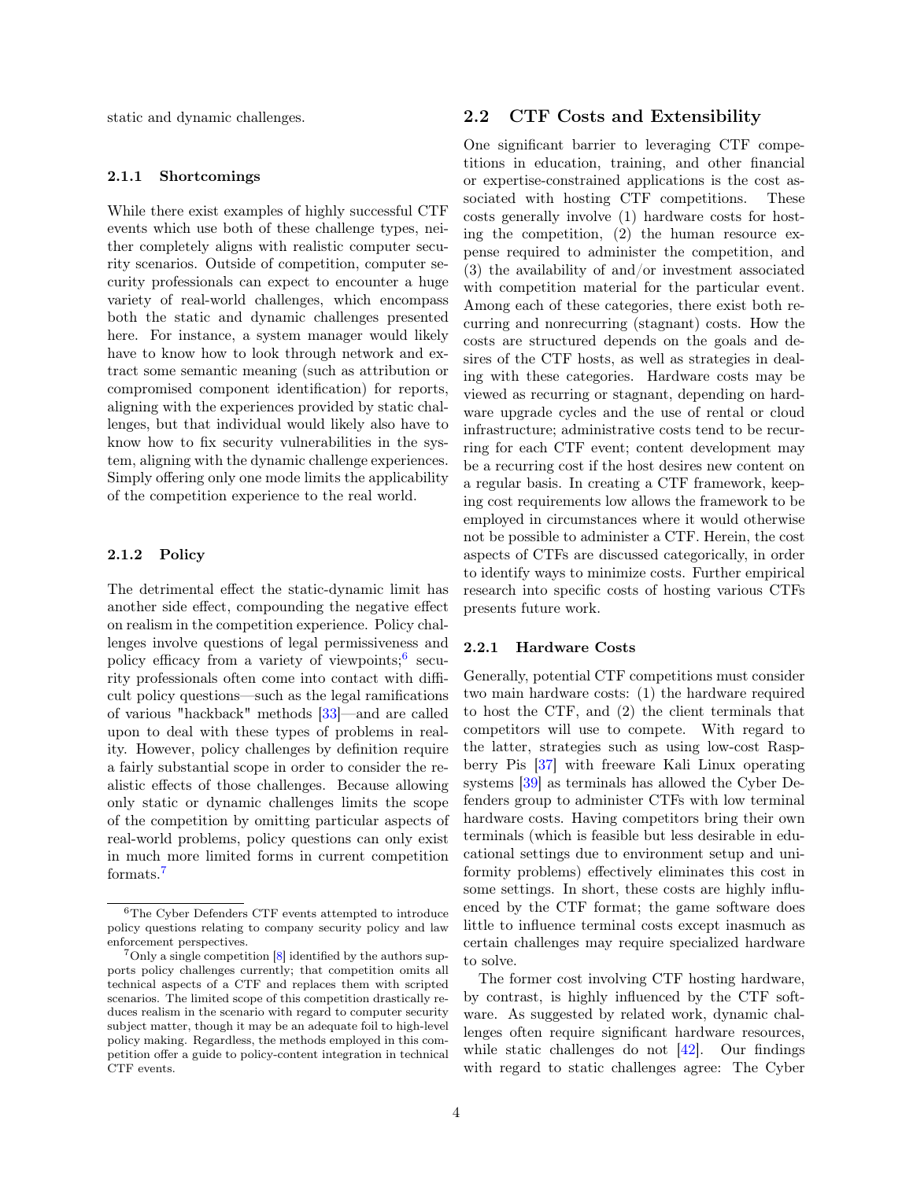static and dynamic challenges.

#### 2.1.1 Shortcomings

While there exist examples of highly successful CTF events which use both of these challenge types, neither completely aligns with realistic computer security scenarios. Outside of competition, computer security professionals can expect to encounter a huge variety of real-world challenges, which encompass both the static and dynamic challenges presented here. For instance, a system manager would likely have to know how to look through network and extract some semantic meaning (such as attribution or compromised component identification) for reports, aligning with the experiences provided by static challenges, but that individual would likely also have to know how to fix security vulnerabilities in the system, aligning with the dynamic challenge experiences. Simply offering only one mode limits the applicability of the competition experience to the real world.

#### 2.1.2 Policy

The detrimental effect the static-dynamic limit has another side effect, compounding the negative effect on realism in the competition experience. Policy challenges involve questions of legal permissiveness and policy efficacy from a variety of viewpoints;[6] security professionals often come into contact with difficult policy questions—such as the legal ramifications of various "hackback" methods [33]—and are called upon to deal with these types of problems in reality. However, policy challenges by definition require a fairly substantial scope in order to consider the realistic effects of those challenges. Because allowing only static or dynamic challenges limits the scope of the competition by omitting particular aspects of real-world problems, policy questions can only exist in much more limited forms in current competition formats.[7]

[6] The Cyber Defenders CTF events attempted to introduce policy questions relating to company security policy and law enforcement perspectives.

[7] Only a single competition [8] identified by the authors supports policy challenges currently; that competition omits all technical aspects of a CTF and replaces them with scripted scenarios. The limited scope of this competition drastically reduces realism in the scenario with regard to computer security subject matter, though it may be an adequate foil to high-level policy making. Regardless, the methods employed in this competition offer a guide to policy-content integration in technical CTF events.

### 2.2 CTF Costs and Extensibility

One significant barrier to leveraging CTF competitions in education, training, and other financial or expertise-constrained applications is the cost associated with hosting CTF competitions. These costs generally involve (1) hardware costs for hosting the competition, (2) the human resource expense required to administer the competition, and (3) the availability of and/or investment associated with competition material for the particular event. Among each of these categories, there exist both recurring and nonrecurring (stagnant) costs. How the costs are structured depends on the goals and desires of the CTF hosts, as well as strategies in dealing with these categories. Hardware costs may be viewed as recurring or stagnant, depending on hardware upgrade cycles and the use of rental or cloud infrastructure; administrative costs tend to be recurring for each CTF event; content development may be a recurring cost if the host desires new content on a regular basis. In creating a CTF framework, keeping cost requirements low allows the framework to be employed in circumstances where it would otherwise not be possible to administer a CTF. Herein, the cost aspects of CTFs are discussed categorically, in order to identify ways to minimize costs. Further empirical research into specific costs of hosting various CTFs presents future work.

#### 2.2.1 Hardware Costs

Generally, potential CTF competitions must consider two main hardware costs: (1) the hardware required to host the CTF, and (2) the client terminals that competitors will use to compete. With regard to the latter, strategies such as using low-cost Raspberry Pis [37] with freeware Kali Linux operating systems [39] as terminals has allowed the Cyber Defenders group to administer CTFs with low terminal hardware costs. Having competitors bring their own terminals (which is feasible but less desirable in educational settings due to environment setup and uniformity problems) effectively eliminates this cost in some settings. In short, these costs are highly influenced by the CTF format; the game software does little to influence terminal costs except inasmuch as certain challenges may require specialized hardware to solve.

The former cost involving CTF hosting hardware, by contrast, is highly influenced by the CTF software. As suggested by related work, dynamic challenges often require significant hardware resources, while static challenges do not [42]. Our findings with regard to static challenges agree: The Cyber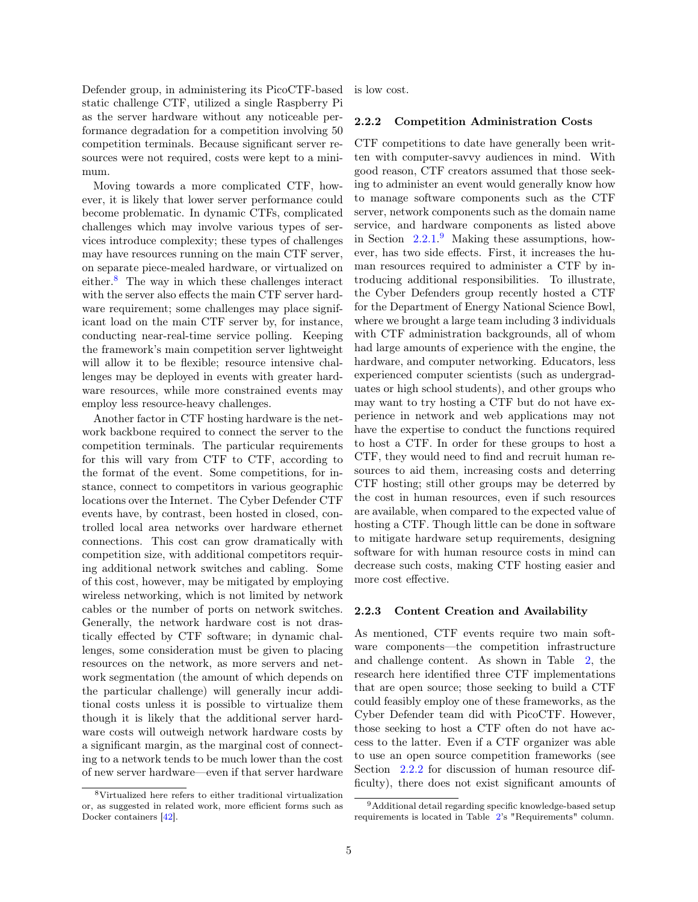Defender group, in administering its PicoCTF-based static challenge CTF, utilized a single Raspberry Pi as the server hardware without any noticeable performance degradation for a competition involving 50 competition terminals. Because significant server resources were not required, costs were kept to a minimum.

Moving towards a more complicated CTF, however, it is likely that lower server performance could become problematic. In dynamic CTFs, complicated challenges which may involve various types of services introduce complexity; these types of challenges may have resources running on the main CTF server, on separate piece-mealed hardware, or virtualized on either.[8] The way in which these challenges interact with the server also effects the main CTF server hardware requirement; some challenges may place significant load on the main CTF server by, for instance, conducting near-real-time service polling. Keeping the framework's main competition server lightweight will allow it to be flexible; resource intensive challenges may be deployed in events with greater hardware resources, while more constrained events may employ less resource-heavy challenges.

Another factor in CTF hosting hardware is the network backbone required to connect the server to the competition terminals. The particular requirements for this will vary from CTF to CTF, according to the format of the event. Some competitions, for instance, connect to competitors in various geographic locations over the Internet. The Cyber Defender CTF events have, by contrast, been hosted in closed, controlled local area networks over hardware ethernet connections. This cost can grow dramatically with competition size, with additional competitors requiring additional network switches and cabling. Some of this cost, however, may be mitigated by employing wireless networking, which is not limited by network cables or the number of ports on network switches. Generally, the network hardware cost is not drastically effected by CTF software; in dynamic challenges, some consideration must be given to placing resources on the network, as more servers and network segmentation (the amount of which depends on the particular challenge) will generally incur additional costs unless it is possible to virtualize them though it is likely that the additional server hardware costs will outweigh network hardware costs by a significant margin, as the marginal cost of connecting to a network tends to be much lower than the cost of new server hardware—even if that server hardware is low cost.

[8] Virtualized here refers to either traditional virtualization or, as suggested in related work, more efficient forms such as Docker containers [42].

### 2.2.2 Competition Administration Costs

CTF competitions to date have generally been written with computer-savvy audiences in mind. With good reason, CTF creators assumed that those seeking to administer an event would generally know how to manage software components such as the CTF server, network components such as the domain name service, and hardware components as listed above in Section 2.2.1.[9] Making these assumptions, however, has two side effects. First, it increases the human resources required to administer a CTF by introducing additional responsibilities. To illustrate, the Cyber Defenders group recently hosted a CTF for the Department of Energy National Science Bowl, where we brought a large team including 3 individuals with CTF administration backgrounds, all of whom had large amounts of experience with the engine, the hardware, and computer networking. Educators, less experienced computer scientists (such as undergraduates or high school students), and other groups who may want to try hosting a CTF but do not have experience in network and web applications may not have the expertise to conduct the functions required to host a CTF. In order for these groups to host a CTF, they would need to find and recruit human resources to aid them, increasing costs and deterring CTF hosting; still other groups may be deterred by the cost in human resources, even if such resources are available, when compared to the expected value of hosting a CTF. Though little can be done in software to mitigate hardware setup requirements, designing software for with human resource costs in mind can decrease such costs, making CTF hosting easier and more cost effective.

### 2.2.3 Content Creation and Availability

As mentioned, CTF events require two main software components—the competition infrastructure and challenge content. As shown in Table 2, the research here identified three CTF implementations that are open source; those seeking to build a CTF could feasibly employ one of these frameworks, as the Cyber Defender team did with PicoCTF. However, those seeking to host a CTF often do not have access to the latter. Even if a CTF organizer was able to use an open source competition frameworks (see Section 2.2.2 for discussion of human resource difficulty), there does not exist significant amounts of

[9] Additional detail regarding specific knowledge-based setup requirements is located in Table 2's "Requirements" column.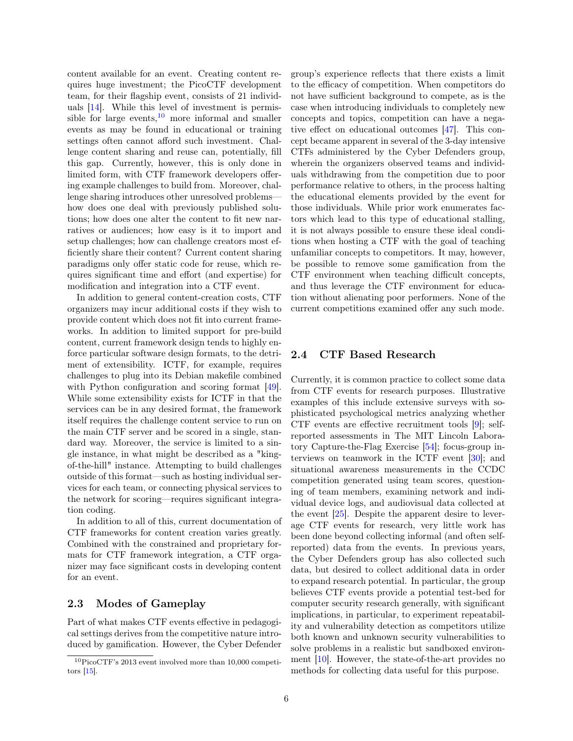content available for an event. Creating content requires huge investment; the PicoCTF development team, for their flagship event, consists of 21 individuals [14]. While this level of investment is permissible for large events,[10] more informal and smaller events as may be found in educational or training settings often cannot afford such investment. Challenge content sharing and reuse can, potentially, fill this gap. Currently, however, this is only done in limited form, with CTF framework developers offering example challenges to build from. Moreover, challenge sharing introduces other unresolved problems—how does one deal with previously published solutions; how does one alter the content to fit new narratives or audiences; how easy is it to import and setup challenges; how can challenge creators most efficiently share their content? Current content sharing paradigms only offer static code for reuse, which requires significant time and effort (and expertise) for modification and integration into a CTF event.

In addition to general content-creation costs, CTF organizers may incur additional costs if they wish to provide content which does not fit into current frameworks. In addition to limited support for pre-build content, current framework design tends to highly enforce particular software design formats, to the detriment of extensibility. ICTF, for example, requires challenges to plug into its Debian makefile combined with Python configuration and scoring format [49]. While some extensibility exists for ICTF in that the services can be in any desired format, the framework itself requires the challenge content service to run on the main CTF server and be scored in a single, standard way. Moreover, the service is limited to a single instance, in what might be described as a "king-of-the-hill" instance. Attempting to build challenges outside of this format—such as hosting individual services for each team, or connecting physical services to the network for scoring—requires significant integration coding.

In addition to all of this, current documentation of CTF frameworks for content creation varies greatly. Combined with the constrained and proprietary formats for CTF framework integration, a CTF organizer may face significant costs in developing content for an event.

### 2.3 Modes of Gameplay

Part of what makes CTF events effective in pedagogical settings derives from the competitive nature introduced by gamification. However, the Cyber Defender group's experience reflects that there exists a limit to the efficacy of competition. When competitors do not have sufficient background to compete, as is the case when introducing individuals to completely new concepts and topics, competition can have a negative effect on educational outcomes [47]. This concept became apparent in several of the 3-day intensive CTFs administered by the Cyber Defenders group, wherein the organizers observed teams and individuals withdrawing from the competition due to poor performance relative to others, in the process halting the educational elements provided by the event for those individuals. While prior work enumerates factors which lead to this type of educational stalling, it is not always possible to ensure these ideal conditions when hosting a CTF with the goal of teaching unfamiliar concepts to competitors. It may, however, be possible to remove some gamification from the CTF environment when teaching difficult concepts, and thus leverage the CTF environment for education without alienating poor performers. None of the current competitions examined offer any such mode.

### 2.4 CTF Based Research

Currently, it is common practice to collect some data from CTF events for research purposes. Illustrative examples of this include extensive surveys with sophisticated psychological metrics analyzing whether CTF events are effective recruitment tools [9]; self-reported assessments in The MIT Lincoln Laboratory Capture-the-Flag Exercise [54]; focus-group interviews on teamwork in the ICTF event [30]; and situational awareness measurements in the CCDC competition generated using team scores, questioning of team members, examining network and individual device logs, and audiovisual data collected at the event [25]. Despite the apparent desire to leverage CTF events for research, very little work has been done beyond collecting informal (and often self-reported) data from the events. In previous years, the Cyber Defenders group has also collected such data, but desired to collect additional data in order to expand research potential. In particular, the group believes CTF events provide a potential test-bed for computer security research generally, with significant implications, in particular, to experiment repeatability and vulnerability detection as competitors utilize both known and unknown security vulnerabilities to solve problems in a realistic but sandboxed environment [10]. However, the state-of-the-art provides no methods for collecting data useful for this purpose.

[10] PicoCTF's 2013 event involved more than 10,000 competitors [15].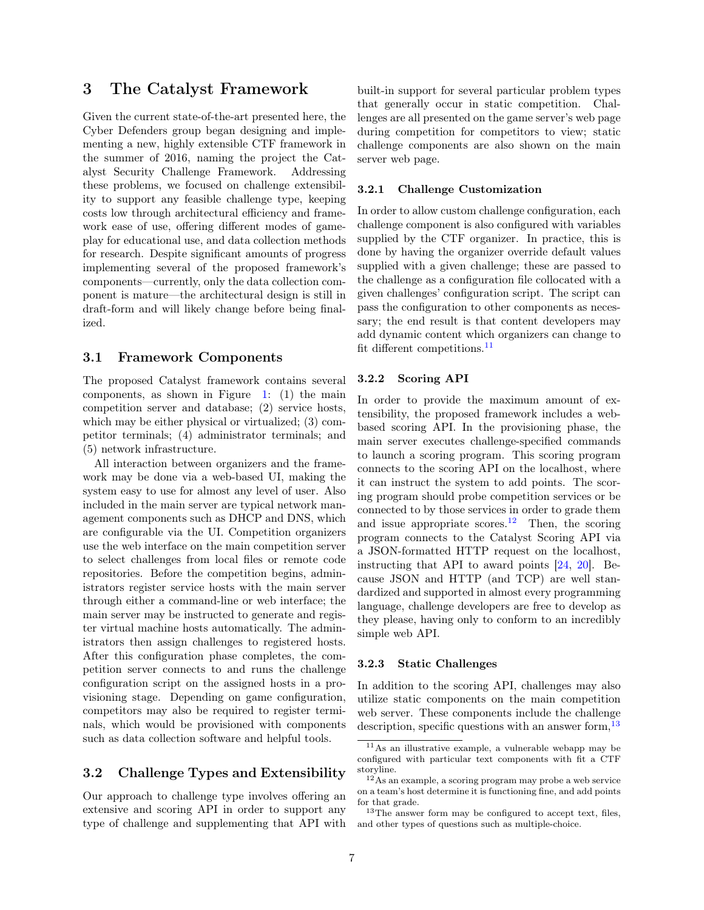# 3 The Catalyst Framework

Given the current state-of-the-art presented here, the Cyber Defenders group began designing and implementing a new, highly extensible CTF framework in the summer of 2016, naming the project the Catalyst Security Challenge Framework. Addressing these problems, we focused on challenge extensibility to support any feasible challenge type, keeping costs low through architectural efficiency and framework ease of use, offering different modes of gameplay for educational use, and data collection methods for research. Despite significant amounts of progress implementing several of the proposed framework's components—currently, only the data collection component is mature—the architectural design is still in draft-form and will likely change before being finalized.

## 3.1 Framework Components

The proposed Catalyst framework contains several components, as shown in Figure 1: (1) the main competition server and database; (2) service hosts, which may be either physical or virtualized; (3) competitor terminals; (4) administrator terminals; and (5) network infrastructure.

All interaction between organizers and the framework may be done via a web-based UI, making the system easy to use for almost any level of user. Also included in the main server are typical network management components such as DHCP and DNS, which are configurable via the UI. Competition organizers use the web interface on the main competition server to select challenges from local files or remote code repositories. Before the competition begins, administrators register service hosts with the main server through either a command-line or web interface; the main server may be instructed to generate and register virtual machine hosts automatically. The administrators then assign challenges to registered hosts. After this configuration phase completes, the competition server connects to and runs the challenge configuration script on the assigned hosts in a provisioning stage. Depending on game configuration, competitors may also be required to register terminals, which would be provisioned with components such as data collection software and helpful tools.

## 3.2 Challenge Types and Extensibility

Our approach to challenge type involves offering an extensive and scoring API in order to support any type of challenge and supplementing that API with built-in support for several particular problem types that generally occur in static competition. Challenges are all presented on the game server's web page during competition for competitors to view; static challenge components are also shown on the main server web page.

### 3.2.1 Challenge Customization

In order to allow custom challenge configuration, each challenge component is also configured with variables supplied by the CTF organizer. In practice, this is done by having the organizer override default values supplied with a given challenge; these are passed to the challenge as a configuration file collocated with a given challenges' configuration script. The script can pass the configuration to other components as necessary; the end result is that content developers may add dynamic content which organizers can change to fit different competitions.[11]

### 3.2.2 Scoring API

In order to provide the maximum amount of extensibility, the proposed framework includes a web-based scoring API. In the provisioning phase, the main server executes challenge-specified commands to launch a scoring program. This scoring program connects to the scoring API on the localhost, where it can instruct the system to add points. The scoring program should probe competition services or be connected to by those services in order to grade them and issue appropriate scores.[12] Then, the scoring program connects to the Catalyst Scoring API via a JSON-formatted HTTP request on the localhost, instructing that API to award points [24, 20]. Because JSON and HTTP (and TCP) are well standardized and supported in almost every programming language, challenge developers are free to develop as they please, having only to conform to an incredibly simple web API.

### 3.2.3 Static Challenges

In addition to the scoring API, challenges may also utilize static components on the main competition web server. These components include the challenge description, specific questions with an answer form,[13]

[11] As an illustrative example, a vulnerable webapp may be configured with particular text components with fit a CTF storyline.

[12] As an example, a scoring program may probe a web service on a team's host determine it is functioning fine, and add points for that grade.

[13] The answer form may be configured to accept text, files, and other types of questions such as multiple-choice.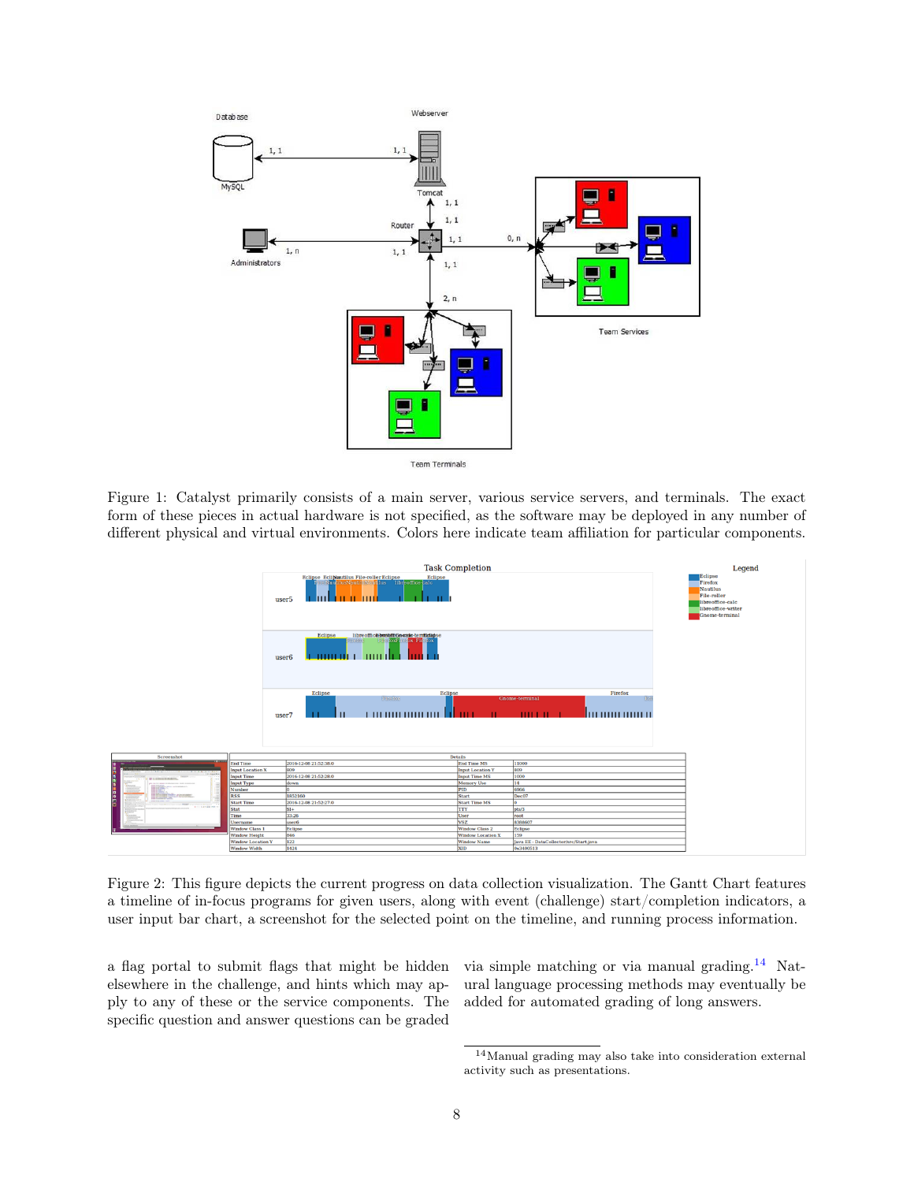Figure 1: Catalyst primarily consists of a main server, various service servers, and terminals. The exact form of these pieces in actual hardware is not specified, as the software may be deployed in any number of different physical and virtual environments. Colors here indicate team affiliation for particular components.

Figure 2: This figure depicts the current progress on data collection visualization. The Gantt Chart features a timeline of in-focus programs for given users, along with event (challenge) start/completion indicators, a user input bar chart, a screenshot for the selected point on the timeline, and running process information.

a flag portal to submit flags that might be hidden elsewhere in the challenge, and hints which may apply to any of these or the service components. The specific question and answer questions can be graded via simple matching or via manual grading.[14] Natural language processing methods may eventually be added for automated grading of long answers.

[14] Manual grading may also take into consideration external activity such as presentations.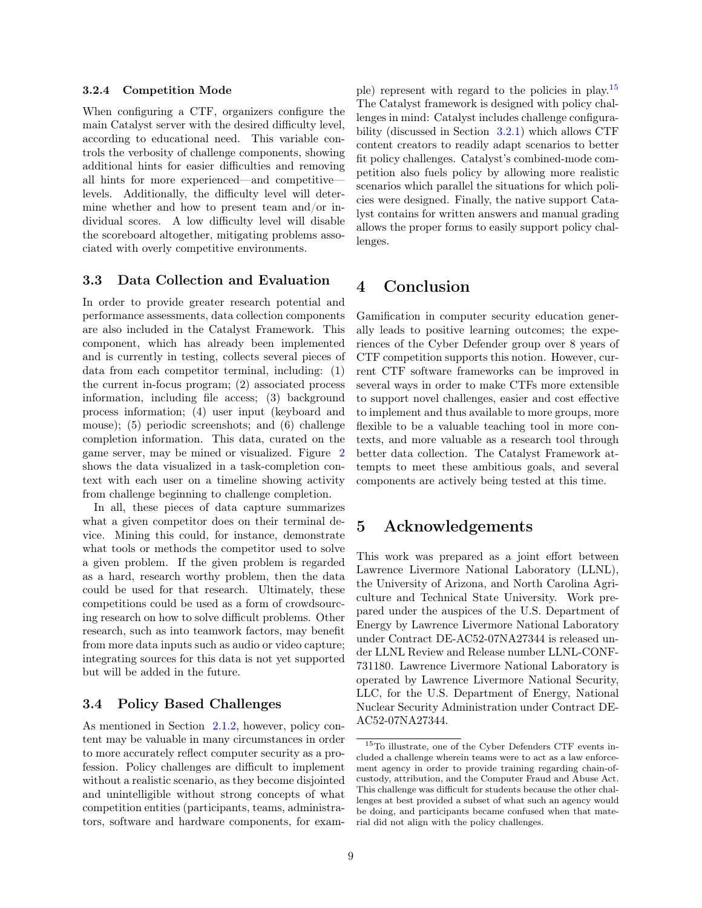#### 3.2.4 Competition Mode

When configuring a CTF, organizers configure the main Catalyst server with the desired difficulty level, according to educational need. This variable controls the verbosity of challenge components, showing additional hints for easier difficulties and removing all hints for more experienced—and competitive—levels. Additionally, the difficulty level will determine whether and how to present team and/or individual scores. A low difficulty level will disable the scoreboard altogether, mitigating problems associated with overly competitive environments.

### 3.3 Data Collection and Evaluation

In order to provide greater research potential and performance assessments, data collection components are also included in the Catalyst Framework. This component, which has already been implemented and is currently in testing, collects several pieces of data from each competitor terminal, including: (1) the current in-focus program; (2) associated process information, including file access; (3) background process information; (4) user input (keyboard and mouse); (5) periodic screenshots; and (6) challenge completion information. This data, curated on the game server, may be mined or visualized. Figure 2 shows the data visualized in a task-completion context with each user on a timeline showing activity from challenge beginning to challenge completion.

In all, these pieces of data capture summarizes what a given competitor does on their terminal device. Mining this could, for instance, demonstrate what tools or methods the competitor used to solve a given problem. If the given problem is regarded as a hard, research worthy problem, then the data could be used for that research. Ultimately, these competitions could be used as a form of crowdsourcing research on how to solve difficult problems. Other research, such as into teamwork factors, may benefit from more data inputs such as audio or video capture; integrating sources for this data is not yet supported but will be added in the future.

### 3.4 Policy Based Challenges

As mentioned in Section 2.1.2, however, policy content may be valuable in many circumstances in order to more accurately reflect computer security as a profession. Policy challenges are difficult to implement without a realistic scenario, as they become disjointed and unintelligible without strong concepts of what competition entities (participants, teams, administrators, software and hardware components, for example) represent with regard to the policies in play.[15] The Catalyst framework is designed with policy challenges in mind: Catalyst includes challenge configurability (discussed in Section 3.2.1) which allows CTF content creators to readily adapt scenarios to better fit policy challenges. Catalyst's combined-mode competition also fuels policy by allowing more realistic scenarios which parallel the situations for which policies were designed. Finally, the native support Catalyst contains for written answers and manual grading allows the proper forms to easily support policy challenges.

## 4 Conclusion

Gamification in computer security education generally leads to positive learning outcomes; the experiences of the Cyber Defender group over 8 years of CTF competition supports this notion. However, current CTF software frameworks can be improved in several ways in order to make CTFs more extensible to support novel challenges, easier and cost effective to implement and thus available to more groups, more flexible to be a valuable teaching tool in more contexts, and more valuable as a research tool through better data collection. The Catalyst Framework attempts to meet these ambitious goals, and several components are actively being tested at this time.

## 5 Acknowledgements

This work was prepared as a joint effort between Lawrence Livermore National Laboratory (LLNL), the University of Arizona, and North Carolina Agriculture and Technical State University. Work prepared under the auspices of the U.S. Department of Energy by Lawrence Livermore National Laboratory under Contract DE-AC52-07NA27344 is released under LLNL Review and Release number LLNL-CONF-731180. Lawrence Livermore National Laboratory is operated by Lawrence Livermore National Security, LLC, for the U.S. Department of Energy, National Nuclear Security Administration under Contract DE-AC52-07NA27344.

[15] To illustrate, one of the Cyber Defenders CTF events included a challenge wherein teams were to act as a law enforcement agency in order to provide training regarding chain-of-custody, attribution, and the Computer Fraud and Abuse Act. This challenge was difficult for students because the other challenges at best provided a subset of what such an agency would be doing, and participants became confused when that material did not align with the policy challenges.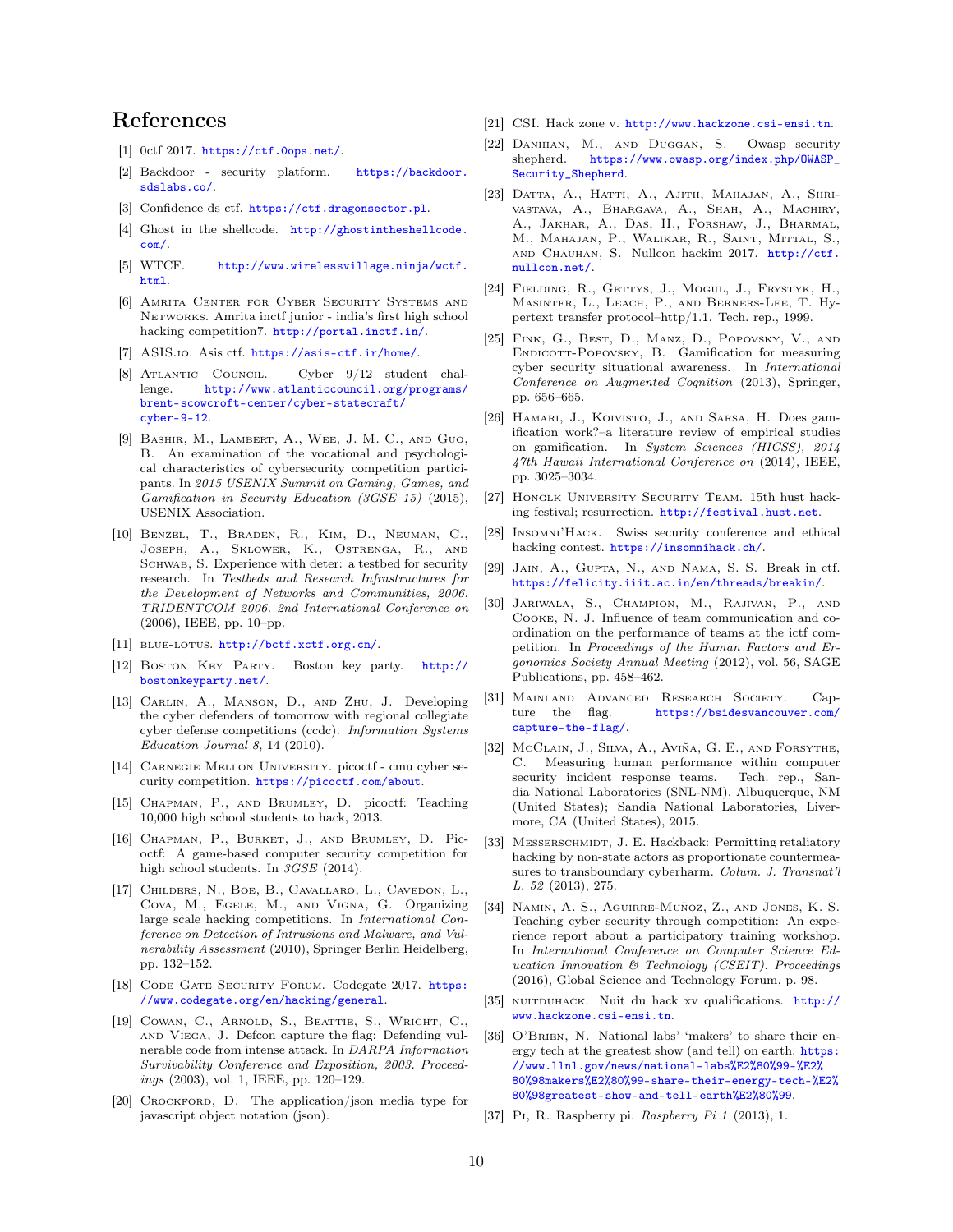# References

[1] 0ctf 2017. https://ctf.0ops.net/.

[2] Backdoor - security platform. https://backdoor.sdslabs.co/.

[3] Confidence ds ctf. https://ctf.dragonsector.pl.

[4] Ghost in the shellcode. http://ghostintheshellcode.com/.

[5] WTCF. http://www.wirelessvillage.ninja/wctf.html.

[6] Amrita Center for Cyber Security Systems and Networks. Amrita inctf junior - india's first high school hacking competition7. http://portal.inctf.in/.

[7] ASIS.io. Asis ctf. https://asis-ctf.ir/home/.

[8] Atlantic Council. Cyber 9/12 student challenge. http://www.atlanticcouncil.org/programs/brent-scowcroft-center/cyber-statecraft/cyber-9-12.

[9] Bashir, M., Lambert, A., Wee, J. M. C., and Guo, B. An examination of the vocational and psychological characteristics of cybersecurity competition participants. In *2015 USENIX Summit on Gaming, Games, and Gamification in Security Education (3GSE 15)* (2015), USENIX Association.

[10] Benzel, T., Braden, R., Kim, D., Neuman, C., Joseph, A., Sklower, K., Ostrenga, R., and Schwab, S. Experience with deter: a testbed for security research. In *Testbeds and Research Infrastructures for the Development of Networks and Communities, 2006. TRIDENTCOM 2006. 2nd International Conference on* (2006), IEEE, pp. 10–pp.

[11] blue-lotus. http://bctf.xctf.org.cn/.

[12] Boston Key Party. Boston key party. http://bostonkeyparty.net/.

[13] Carlin, A., Manson, D., and Zhu, J. Developing the cyber defenders of tomorrow with regional collegiate cyber defense competitions (ccdc). *Information Systems Education Journal 8*, 14 (2010).

[14] Carnegie Mellon University. picoctf - cmu cyber security competition. https://picoctf.com/about.

[15] Chapman, P., and Brumley, D. picoctf: Teaching 10,000 high school students to hack, 2013.

[16] Chapman, P., Burket, J., and Brumley, D. Picoctf: A game-based computer security competition for high school students. In *3GSE* (2014).

[17] Childers, N., Boe, B., Cavallaro, L., Cavedon, L., Cova, M., Egele, M., and Vigna, G. Organizing large scale hacking competitions. In *International Conference on Detection of Intrusions and Malware, and Vulnerability Assessment* (2010), Springer Berlin Heidelberg, pp. 132–152.

[18] Code Gate Security Forum. Codegate 2017. https://www.codegate.org/en/hacking/general.

[19] Cowan, C., Arnold, S., Beattie, S., Wright, C., and Viega, J. Defcon capture the flag: Defending vulnerable code from intense attack. In *DARPA Information Survivability Conference and Exposition, 2003. Proceedings* (2003), vol. 1, IEEE, pp. 120–129.

[20] Crockford, D. The application/json media type for javascript object notation (json).

[21] CSI. Hack zone v. http://www.hackzone.csi-ensi.tn.

[22] Danihan, M., and Duggan, S. Owasp security shepherd. https://www.owasp.org/index.php/OWASP_Security_Shepherd.

[23] Datta, A., Hatti, A., Ajith, Mahajan, A., Shrivastava, A., Bhargava, A., Shah, A., Machiry, A., Jakhar, A., Das, H., Forshaw, J., Bharmal, M., Mahajan, P., Walikar, R., Saint, Mittal, S., and Chauhan, S. Nullcon hackim 2017. http://ctf.nullcon.net/.

[24] Fielding, R., Gettys, J., Mogul, J., Frystyk, H., Masinter, L., Leach, P., and Berners-Lee, T. Hypertext transfer protocol–http/1.1. Tech. rep., 1999.

[25] Fink, G., Best, D., Manz, D., Popovsky, V., and Endicott-Popovsky, B. Gamification for measuring cyber security situational awareness. In *International Conference on Augmented Cognition* (2013), Springer, pp. 656–665.

[26] Hamari, J., Koivisto, J., and Sarsa, H. Does gamification work?–a literature review of empirical studies on gamification. In *System Sciences (HICSS), 2014 47th Hawaii International Conference on* (2014), IEEE, pp. 3025–3034.

[27] Honglk University Security Team. 15th hust hacking festival; resurrection. http://festival.hust.net.

[28] Insomni'Hack. Swiss security conference and ethical hacking contest. https://insomnihack.ch/.

[29] Jain, A., Gupta, N., and Nama, S. S. Break in ctf. https://felicity.iiit.ac.in/en/threads/breakin/.

[30] Jariwala, S., Champion, M., Rajivan, P., and Cooke, N. J. Influence of team communication and coordination on the performance of teams at the ictf competition. In *Proceedings of the Human Factors and Ergonomics Society Annual Meeting* (2012), vol. 56, SAGE Publications, pp. 458–462.

[31] Mainland Advanced Research Society. Capture the flag. https://bsidesvancouver.com/capture-the-flag/.

[32] McClain, J., Silva, A., Aviña, G. E., and Forsythe, C. Measuring human performance within computer security incident response teams. Tech. rep., Sandia National Laboratories (SNL-NM), Albuquerque, NM (United States); Sandia National Laboratories, Livermore, CA (United States), 2015.

[33] Messerschmidt, J. E. Hackback: Permitting retaliatory hacking by non-state actors as proportionate countermeasures to transboundary cyberharm. *Colum. J. Transnat'l L. 52* (2013), 275.

[34] Namin, A. S., Aguirre-Muñoz, Z., and Jones, K. S. Teaching cyber security through competition: An experience report about a participatory training workshop. In *International Conference on Computer Science Education Innovation & Technology (CSEIT). Proceedings* (2016), Global Science and Technology Forum, p. 98.

[35] nuitduhack. Nuit du hack xv qualifications. http://www.hackzone.csi-ensi.tn.

[36] O'Brien, N. National labs' 'makers' to share their energy tech at the greatest show (and tell) on earth. https://www.llnl.gov/news/national-labs%E2%80%99-%E2%80%98makers%E2%80%99-share-their-energy-tech-%E2%80%98greatest-show-and-tell-earth%E2%80%99.

[37] Pi, R. Raspberry pi. *Raspberry Pi 1* (2013), 1.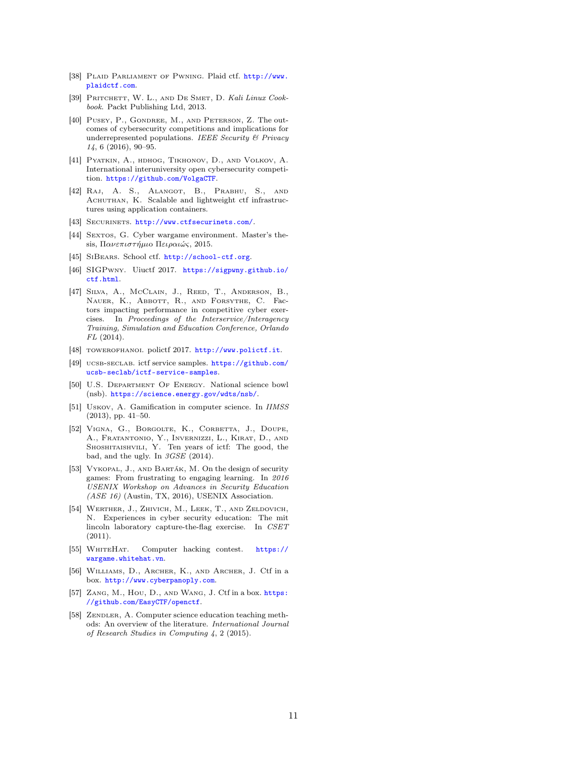[38] Plaid Parliament of Pwning. Plaid ctf. http://www.plaidctf.com.

[39] Pritchett, W. L., and De Smet, D. *Kali Linux Cookbook*. Packt Publishing Ltd, 2013.

[40] Pusey, P., Gondree, M., and Peterson, Z. The outcomes of cybersecurity competitions and implications for underrepresented populations. *IEEE Security & Privacy 14*, 6 (2016), 90–95.

[41] Pyatkin, A., hdhog, Tikhonov, D., and Volkov, A. International interuniversity open cybersecurity competition. https://github.com/VolgaCTF.

[42] Raj, A. S., Alangot, B., Prabhu, S., and Achuthan, K. Scalable and lightweight ctf infrastructures using application containers.

[43] Securinets. http://www.ctfsecurinets.com/.

[44] Sextos, G. Cyber wargame environment. Master's thesis, *Πανεπιστήμιο Πειραιώς*, 2015.

[45] SiBears. School ctf. http://school-ctf.org.

[46] SIGPwny. Uiuctf 2017. https://sigpwny.github.io/ctf.html.

[47] Silva, A., McClain, J., Reed, T., Anderson, B., Nauer, K., Abbott, R., and Forsythe, C. Factors impacting performance in competitive cyber exercises. In *Proceedings of the Interservice/Interagency Training, Simulation and Education Conference, Orlando FL* (2014).

[48] towerofhanoi. polictf 2017. http://www.polictf.it.

[49] ucsb-seclab. ictf service samples. https://github.com/ucsb-seclab/ictf-service-samples.

[50] U.S. Department Of Energy. National science bowl (nsb). https://science.energy.gov/wdts/nsb/.

[51] Uskov, A. Gamification in computer science. In *IIMSS* (2013), pp. 41–50.

[52] Vigna, G., Borgolte, K., Corbetta, J., Doupe, A., Fratantonio, Y., Invernizzi, L., Kirat, D., and Shoshitaishvili, Y. Ten years of ictf: The good, the bad, and the ugly. In *3GSE* (2014).

[53] Vykopal, J., and Barták, M. On the design of security games: From frustrating to engaging learning. In *2016 USENIX Workshop on Advances in Security Education (ASE 16)* (Austin, TX, 2016), USENIX Association.

[54] Werther, J., Zhivich, M., Leek, T., and Zeldovich, N. Experiences in cyber security education: The mit lincoln laboratory capture-the-flag exercise. In *CSET* (2011).

[55] WhiteHat. Computer hacking contest. https://wargame.whitehat.vn.

[56] Williams, D., Archer, K., and Archer, J. Ctf in a box. http://www.cyberpanoply.com.

[57] Zang, M., Hou, D., and Wang, J. Ctf in a box. https://github.com/EasyCTF/openctf.

[58] Zendler, A. Computer science education teaching methods: An overview of the literature. *International Journal of Research Studies in Computing 4*, 2 (2015).